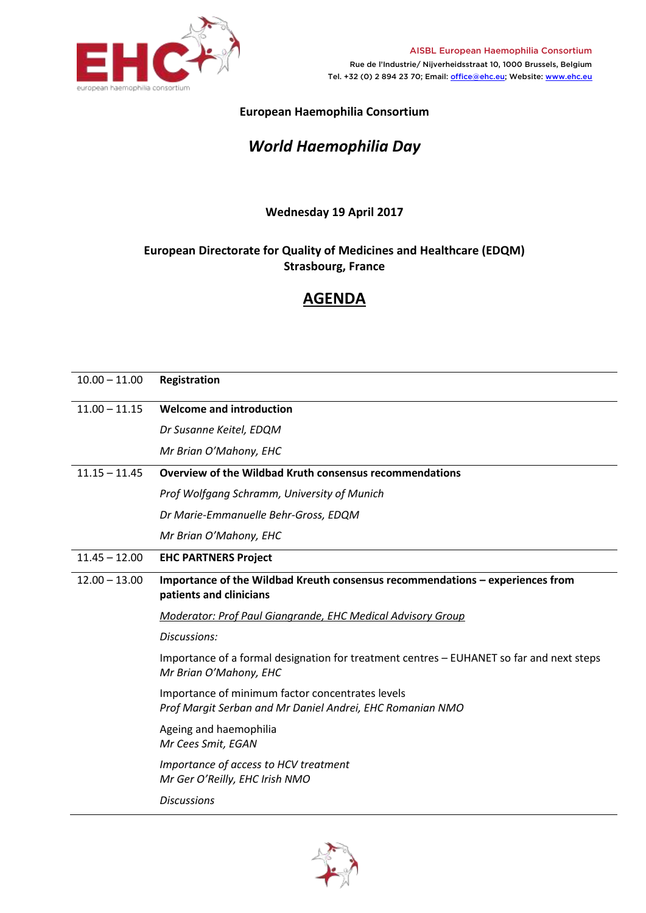AISBL European Haemophilia Consortium
Rue de l'Industrie/ Nijverheidsstraat 10, 1000 Brussels, Belgium
Tel. +32 (0) 2 894 23 70; Email: office@ehc.eu; Website: www.ehc.eu

**European Haemophilia Consortium**

# *World Haemophilia Day*

**Wednesday 19 April 2017**

**European Directorate for Quality of Medicines and Healthcare (EDQM)**
**Strasbourg, France**

## AGENDA

| | |
|---|---|
| 10.00 – 11.00 | **Registration** |
| 11.00 – 11.15 | **Welcome and introduction**<br>*Dr Susanne Keitel, EDQM*<br>*Mr Brian O'Mahony, EHC* |
| 11.15 – 11.45 | **Overview of the Wildbad Kruth consensus recommendations**<br>*Prof Wolfgang Schramm, University of Munich*<br>*Dr Marie-Emmanuelle Behr-Gross, EDQM*<br>*Mr Brian O'Mahony, EHC* |
| 11.45 – 12.00 | **EHC PARTNERS Project** |
| 12.00 – 13.00 | **Importance of the Wildbad Kreuth consensus recommendations – experiences from patients and clinicians**<br>*Moderator: Prof Paul Giangrande, EHC Medical Advisory Group*<br>*Discussions:*<br>Importance of a formal designation for treatment centres – EUHANET so far and next steps<br>*Mr Brian O'Mahony, EHC*<br>Importance of minimum factor concentrates levels<br>*Prof Margit Serban and Mr Daniel Andrei, EHC Romanian NMO*<br>Ageing and haemophilia<br>*Mr Cees Smit, EGAN*<br>*Importance of access to HCV treatment*<br>*Mr Ger O'Reilly, EHC Irish NMO*<br>*Discussions* |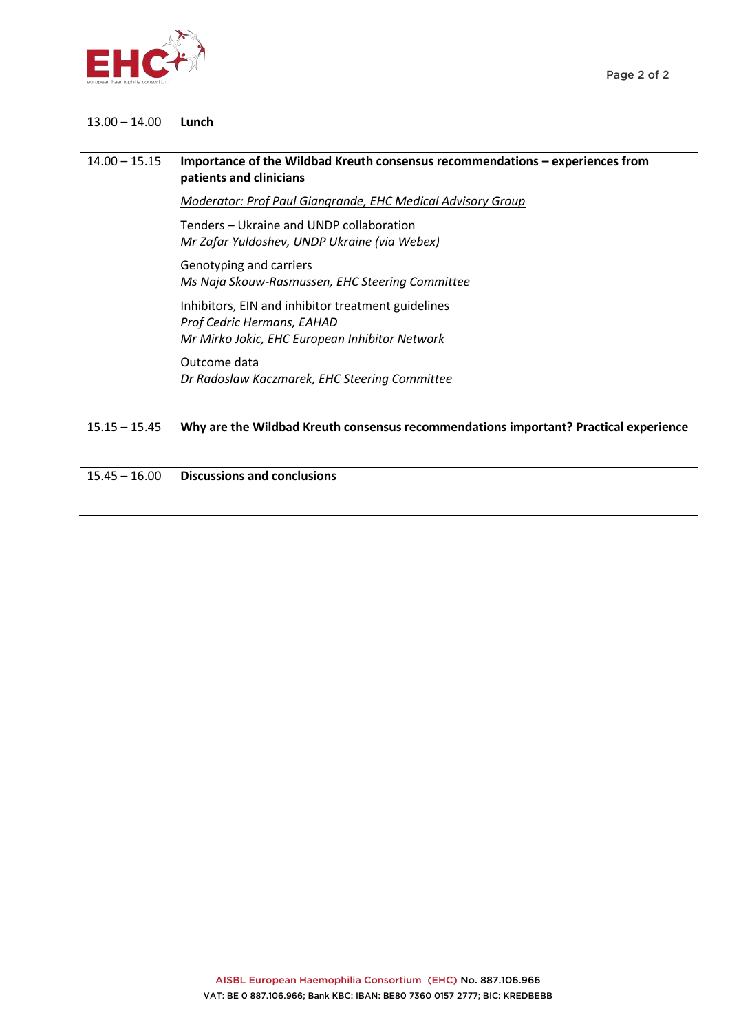| | |
|---|---|
| 13.00 – 14.00 | **Lunch** |
| 14.00 – 15.15 | **Importance of the Wildbad Kreuth consensus recommendations – experiences from patients and clinicians**<br><br>*Moderator: Prof Paul Giangrande, EHC Medical Advisory Group*<br><br>Tenders – Ukraine and UNDP collaboration<br>*Mr Zafar Yuldoshev, UNDP Ukraine (via Webex)*<br><br>Genotyping and carriers<br>*Ms Naja Skouw-Rasmussen, EHC Steering Committee*<br><br>Inhibitors, EIN and inhibitor treatment guidelines<br>*Prof Cedric Hermans, EAHAD*<br>*Mr Mirko Jokic, EHC European Inhibitor Network*<br><br>Outcome data<br>*Dr Radoslaw Kaczmarek, EHC Steering Committee* |
| 15.15 – 15.45 | **Why are the Wildbad Kreuth consensus recommendations important? Practical experience** |
| 15.45 – 16.00 | **Discussions and conclusions** |

AISBL European Haemophilia Consortium (EHC) No. 887.106.966
VAT: BE 0 887.106.966; Bank KBC: IBAN: BE80 7360 0157 2777; BIC: KREDBEBB